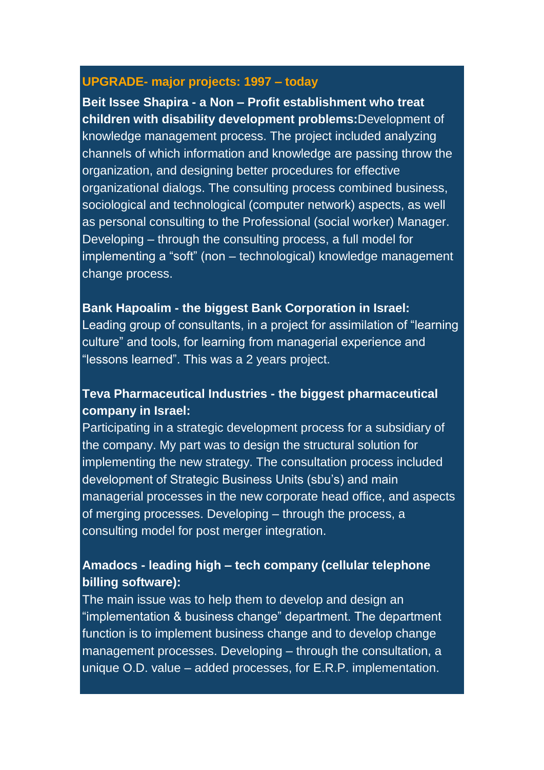## UPGRADE- major projects: 1997 – today

**Beit Issee Shapira - a Non – Profit establishment who treat children with disability development problems:** Development of knowledge management process. The project included analyzing channels of which information and knowledge are passing throw the organization, and designing better procedures for effective organizational dialogs. The consulting process combined business, sociological and technological (computer network) aspects, as well as personal consulting to the Professional (social worker) Manager. Developing – through the consulting process, a full model for implementing a "soft" (non – technological) knowledge management change process.

**Bank Hapoalim - the biggest Bank Corporation in Israel:**
Leading group of consultants, in a project for assimilation of "learning culture" and tools, for learning from managerial experience and "lessons learned". This was a 2 years project.

**Teva Pharmaceutical Industries - the biggest pharmaceutical company in Israel:**
Participating in a strategic development process for a subsidiary of the company. My part was to design the structural solution for implementing the new strategy. The consultation process included development of Strategic Business Units (sbu's) and main managerial processes in the new corporate head office, and aspects of merging processes. Developing – through the process, a consulting model for post merger integration.

**Amadocs - leading high – tech company (cellular telephone billing software):**
The main issue was to help them to develop and design an "implementation & business change" department. The department function is to implement business change and to develop change management processes. Developing – through the consultation, a unique O.D. value – added processes, for E.R.P. implementation.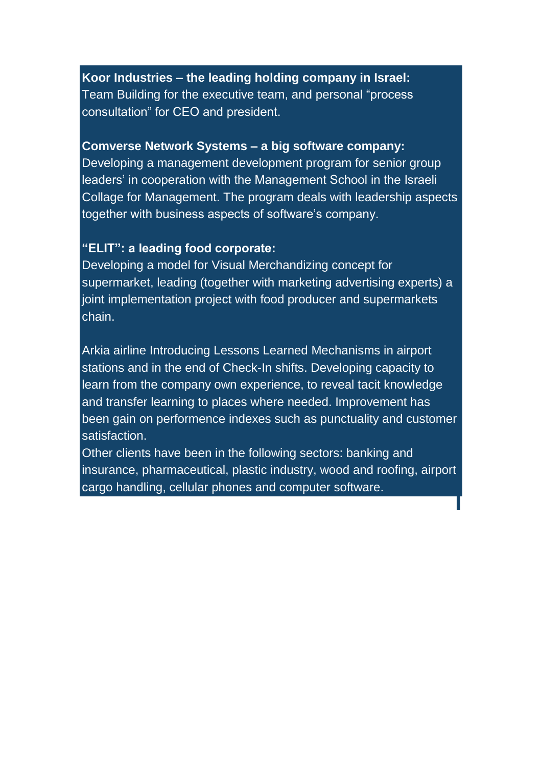**Koor Industries – the leading holding company in Israel:**
Team Building for the executive team, and personal "process consultation" for CEO and president.

**Comverse Network Systems – a big software company:**
Developing a management development program for senior group leaders' in cooperation with the Management School in the Israeli Collage for Management. The program deals with leadership aspects together with business aspects of software's company.

**"ELIT": a leading food corporate:**
Developing a model for Visual Merchandizing concept for supermarket, leading (together with marketing advertising experts) a joint implementation project with food producer and supermarkets chain.

Arkia airline Introducing Lessons Learned Mechanisms in airport stations and in the end of Check-In shifts. Developing capacity to learn from the company own experience, to reveal tacit knowledge and transfer learning to places where needed. Improvement has been gain on performence indexes such as punctuality and customer satisfaction.

Other clients have been in the following sectors: banking and insurance, pharmaceutical, plastic industry, wood and roofing, airport cargo handling, cellular phones and computer software.